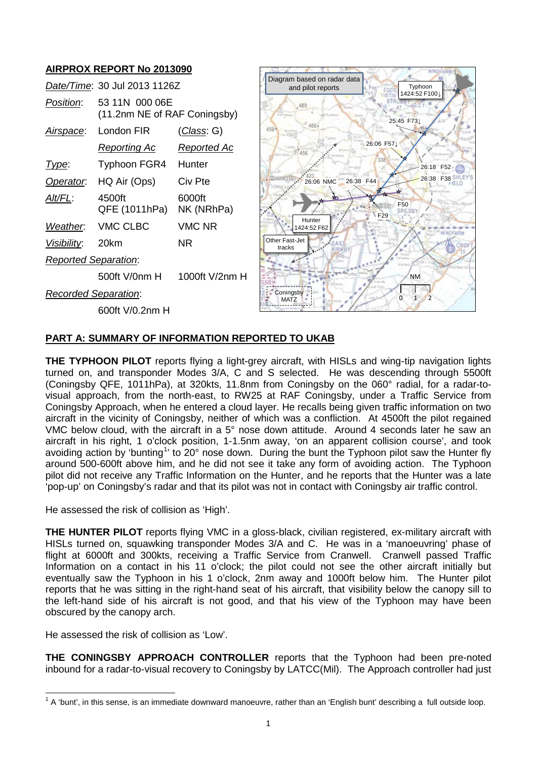## AIRPROX REPORT No 2013090

| | | |
|---|---|---|
| *Date/Time*: | 30 Jul 2013 1126Z | |
| *Position*: | 53 11N 000 06E (11.2nm NE of RAF Coningsby) | |
| *Airspace*: | London FIR | (*Class*: G) |
| | *Reporting Ac* | *Reported Ac* |
| *Type*: | Typhoon FGR4 | Hunter |
| *Operator*: | HQ Air (Ops) | Civ Pte |
| *Alt/FL*: | 4500ft QFE (1011hPa) | 6000ft NK (NRhPa) |
| *Weather*: | VMC CLBC | VMC NR |
| *Visibility*: | 20km | NR |
| *Reported Separation*: | | |
| | 500ft V/0nm H | 1000ft V/2nm H |
| *Recorded Separation*: | | |
| | 600ft V/0.2nm H | |

## PART A: SUMMARY OF INFORMATION REPORTED TO UKAB

**THE TYPHOON PILOT** reports flying a light-grey aircraft, with HISLs and wing-tip navigation lights turned on, and transponder Modes 3/A, C and S selected. He was descending through 5500ft (Coningsby QFE, 1011hPa), at 320kts, 11.8nm from Coningsby on the 060° radial, for a radar-to-visual approach, from the north-east, to RW25 at RAF Coningsby, under a Traffic Service from Coningsby Approach, when he entered a cloud layer. He recalls being given traffic information on two aircraft in the vicinity of Coningsby, neither of which was a confliction. At 4500ft the pilot regained VMC below cloud, with the aircraft in a 5° nose down attitude. Around 4 seconds later he saw an aircraft in his right, 1 o'clock position, 1-1.5nm away, 'on an apparent collision course', and took avoiding action by 'bunting[1]' to 20° nose down. During the bunt the Typhoon pilot saw the Hunter fly around 500-600ft above him, and he did not see it take any form of avoiding action. The Typhoon pilot did not receive any Traffic Information on the Hunter, and he reports that the Hunter was a late 'pop-up' on Coningsby's radar and that its pilot was not in contact with Coningsby air traffic control.

He assessed the risk of collision as 'High'.

**THE HUNTER PILOT** reports flying VMC in a gloss-black, civilian registered, ex-military aircraft with HISLs turned on, squawking transponder Modes 3/A and C. He was in a 'manoeuvring' phase of flight at 6000ft and 300kts, receiving a Traffic Service from Cranwell. Cranwell passed Traffic Information on a contact in his 11 o'clock; the pilot could not see the other aircraft initially but eventually saw the Typhoon in his 1 o'clock, 2nm away and 1000ft below him. The Hunter pilot reports that he was sitting in the right-hand seat of his aircraft, that visibility below the canopy sill to the left-hand side of his aircraft is not good, and that his view of the Typhoon may have been obscured by the canopy arch.

He assessed the risk of collision as 'Low'.

**THE CONINGSBY APPROACH CONTROLLER** reports that the Typhoon had been pre-noted inbound for a radar-to-visual recovery to Coningsby by LATCC(Mil). The Approach controller had just

[1] A 'bunt', in this sense, is an immediate downward manoeuvre, rather than an 'English bunt' describing a full outside loop.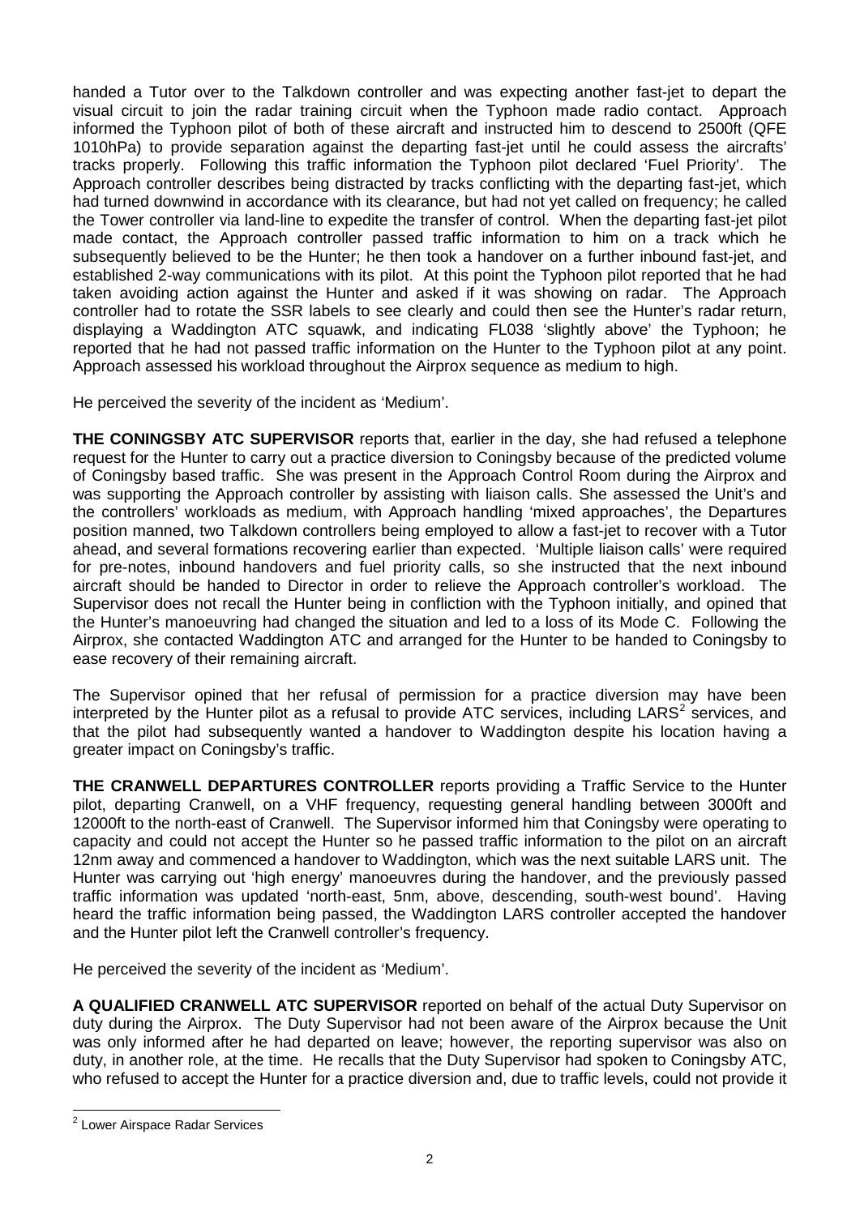handed a Tutor over to the Talkdown controller and was expecting another fast-jet to depart the visual circuit to join the radar training circuit when the Typhoon made radio contact. Approach informed the Typhoon pilot of both of these aircraft and instructed him to descend to 2500ft (QFE 1010hPa) to provide separation against the departing fast-jet until he could assess the aircrafts' tracks properly. Following this traffic information the Typhoon pilot declared 'Fuel Priority'. The Approach controller describes being distracted by tracks conflicting with the departing fast-jet, which had turned downwind in accordance with its clearance, but had not yet called on frequency; he called the Tower controller via land-line to expedite the transfer of control. When the departing fast-jet pilot made contact, the Approach controller passed traffic information to him on a track which he subsequently believed to be the Hunter; he then took a handover on a further inbound fast-jet, and established 2-way communications with its pilot. At this point the Typhoon pilot reported that he had taken avoiding action against the Hunter and asked if it was showing on radar. The Approach controller had to rotate the SSR labels to see clearly and could then see the Hunter's radar return, displaying a Waddington ATC squawk, and indicating FL038 'slightly above' the Typhoon; he reported that he had not passed traffic information on the Hunter to the Typhoon pilot at any point. Approach assessed his workload throughout the Airprox sequence as medium to high.

He perceived the severity of the incident as 'Medium'.

**THE CONINGSBY ATC SUPERVISOR** reports that, earlier in the day, she had refused a telephone request for the Hunter to carry out a practice diversion to Coningsby because of the predicted volume of Coningsby based traffic. She was present in the Approach Control Room during the Airprox and was supporting the Approach controller by assisting with liaison calls. She assessed the Unit's and the controllers' workloads as medium, with Approach handling 'mixed approaches', the Departures position manned, two Talkdown controllers being employed to allow a fast-jet to recover with a Tutor ahead, and several formations recovering earlier than expected. 'Multiple liaison calls' were required for pre-notes, inbound handovers and fuel priority calls, so she instructed that the next inbound aircraft should be handed to Director in order to relieve the Approach controller's workload. The Supervisor does not recall the Hunter being in confliction with the Typhoon initially, and opined that the Hunter's manoeuvring had changed the situation and led to a loss of its Mode C. Following the Airprox, she contacted Waddington ATC and arranged for the Hunter to be handed to Coningsby to ease recovery of their remaining aircraft.

The Supervisor opined that her refusal of permission for a practice diversion may have been interpreted by the Hunter pilot as a refusal to provide ATC services, including LARS[2] services, and that the pilot had subsequently wanted a handover to Waddington despite his location having a greater impact on Coningsby's traffic.

**THE CRANWELL DEPARTURES CONTROLLER** reports providing a Traffic Service to the Hunter pilot, departing Cranwell, on a VHF frequency, requesting general handling between 3000ft and 12000ft to the north-east of Cranwell. The Supervisor informed him that Coningsby were operating to capacity and could not accept the Hunter so he passed traffic information to the pilot on an aircraft 12nm away and commenced a handover to Waddington, which was the next suitable LARS unit. The Hunter was carrying out 'high energy' manoeuvres during the handover, and the previously passed traffic information was updated 'north-east, 5nm, above, descending, south-west bound'. Having heard the traffic information being passed, the Waddington LARS controller accepted the handover and the Hunter pilot left the Cranwell controller's frequency.

He perceived the severity of the incident as 'Medium'.

**A QUALIFIED CRANWELL ATC SUPERVISOR** reported on behalf of the actual Duty Supervisor on duty during the Airprox. The Duty Supervisor had not been aware of the Airprox because the Unit was only informed after he had departed on leave; however, the reporting supervisor was also on duty, in another role, at the time. He recalls that the Duty Supervisor had spoken to Coningsby ATC, who refused to accept the Hunter for a practice diversion and, due to traffic levels, could not provide it

[2] Lower Airspace Radar Services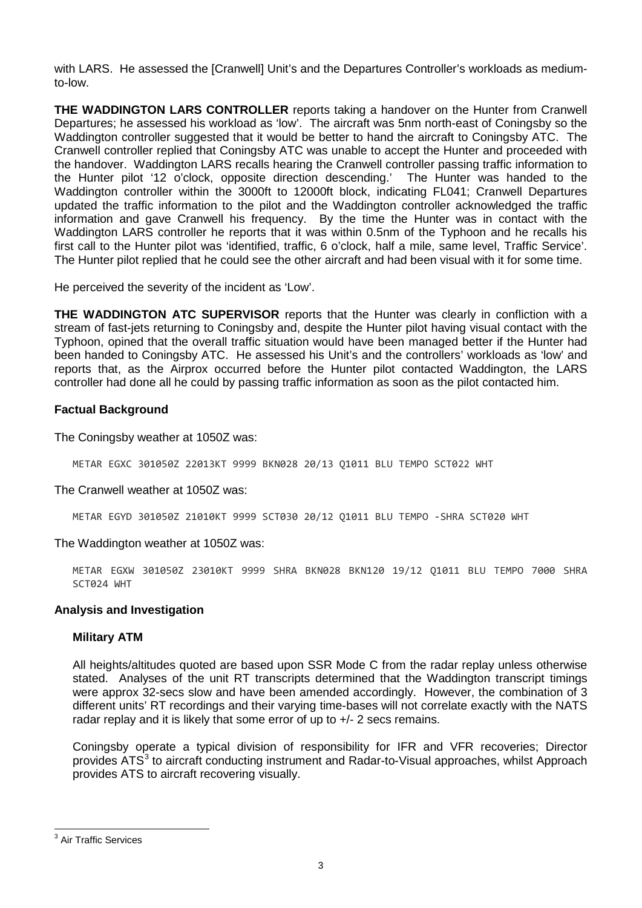with LARS. He assessed the [Cranwell] Unit's and the Departures Controller's workloads as medium-to-low.

**THE WADDINGTON LARS CONTROLLER** reports taking a handover on the Hunter from Cranwell Departures; he assessed his workload as 'low'. The aircraft was 5nm north-east of Coningsby so the Waddington controller suggested that it would be better to hand the aircraft to Coningsby ATC. The Cranwell controller replied that Coningsby ATC was unable to accept the Hunter and proceeded with the handover. Waddington LARS recalls hearing the Cranwell controller passing traffic information to the Hunter pilot '12 o'clock, opposite direction descending.' The Hunter was handed to the Waddington controller within the 3000ft to 12000ft block, indicating FL041; Cranwell Departures updated the traffic information to the pilot and the Waddington controller acknowledged the traffic information and gave Cranwell his frequency. By the time the Hunter was in contact with the Waddington LARS controller he reports that it was within 0.5nm of the Typhoon and he recalls his first call to the Hunter pilot was 'identified, traffic, 6 o'clock, half a mile, same level, Traffic Service'. The Hunter pilot replied that he could see the other aircraft and had been visual with it for some time.

He perceived the severity of the incident as 'Low'.

**THE WADDINGTON ATC SUPERVISOR** reports that the Hunter was clearly in confliction with a stream of fast-jets returning to Coningsby and, despite the Hunter pilot having visual contact with the Typhoon, opined that the overall traffic situation would have been managed better if the Hunter had been handed to Coningsby ATC. He assessed his Unit's and the controllers' workloads as 'low' and reports that, as the Airprox occurred before the Hunter pilot contacted Waddington, the LARS controller had done all he could by passing traffic information as soon as the pilot contacted him.

## Factual Background

The Coningsby weather at 1050Z was:

```
METAR EGXC 301050Z 22013KT 9999 BKN028 20/13 Q1011 BLU TEMPO SCT022 WHT
```

The Cranwell weather at 1050Z was:

```
METAR EGYD 301050Z 21010KT 9999 SCT030 20/12 Q1011 BLU TEMPO -SHRA SCT020 WHT
```

The Waddington weather at 1050Z was:

```
METAR EGXW 301050Z 23010KT 9999 SHRA BKN028 BKN120 19/12 Q1011 BLU TEMPO 7000 SHRA SCT024 WHT
```

## Analysis and Investigation

### Military ATM

All heights/altitudes quoted are based upon SSR Mode C from the radar replay unless otherwise stated. Analyses of the unit RT transcripts determined that the Waddington transcript timings were approx 32-secs slow and have been amended accordingly. However, the combination of 3 different units' RT recordings and their varying time-bases will not correlate exactly with the NATS radar replay and it is likely that some error of up to +/- 2 secs remains.

Coningsby operate a typical division of responsibility for IFR and VFR recoveries; Director provides ATS[3] to aircraft conducting instrument and Radar-to-Visual approaches, whilst Approach provides ATS to aircraft recovering visually.

[3] Air Traffic Services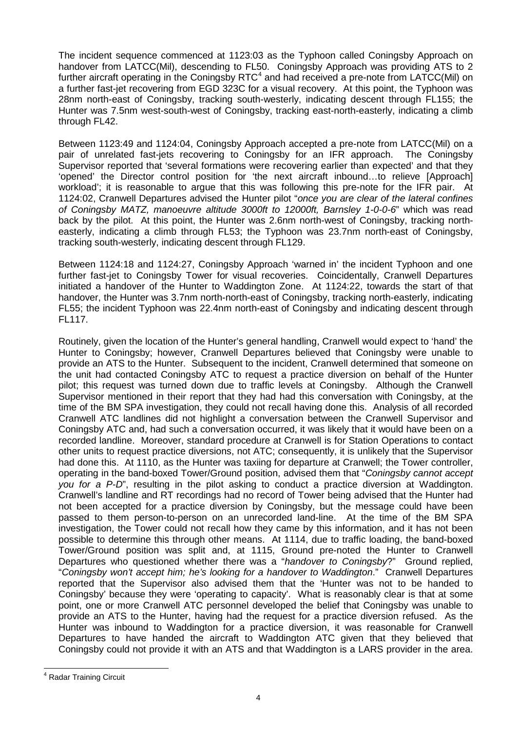The incident sequence commenced at 1123:03 as the Typhoon called Coningsby Approach on handover from LATCC(Mil), descending to FL50. Coningsby Approach was providing ATS to 2 further aircraft operating in the Coningsby RTC[4] and had received a pre-note from LATCC(Mil) on a further fast-jet recovering from EGD 323C for a visual recovery. At this point, the Typhoon was 28nm north-east of Coningsby, tracking south-westerly, indicating descent through FL155; the Hunter was 7.5nm west-south-west of Coningsby, tracking east-north-easterly, indicating a climb through FL42.

Between 1123:49 and 1124:04, Coningsby Approach accepted a pre-note from LATCC(Mil) on a pair of unrelated fast-jets recovering to Coningsby for an IFR approach. The Coningsby Supervisor reported that 'several formations were recovering earlier than expected' and that they 'opened' the Director control position for 'the next aircraft inbound…to relieve [Approach] workload'; it is reasonable to argue that this was following this pre-note for the IFR pair. At 1124:02, Cranwell Departures advised the Hunter pilot "*once you are clear of the lateral confines of Coningsby MATZ, manoeuvre altitude 3000ft to 12000ft, Barnsley 1-0-0-6*" which was read back by the pilot. At this point, the Hunter was 2.6nm north-west of Coningsby, tracking north-easterly, indicating a climb through FL53; the Typhoon was 23.7nm north-east of Coningsby, tracking south-westerly, indicating descent through FL129.

Between 1124:18 and 1124:27, Coningsby Approach 'warned in' the incident Typhoon and one further fast-jet to Coningsby Tower for visual recoveries. Coincidentally, Cranwell Departures initiated a handover of the Hunter to Waddington Zone. At 1124:22, towards the start of that handover, the Hunter was 3.7nm north-north-east of Coningsby, tracking north-easterly, indicating FL55; the incident Typhoon was 22.4nm north-east of Coningsby and indicating descent through FL117.

Routinely, given the location of the Hunter's general handling, Cranwell would expect to 'hand' the Hunter to Coningsby; however, Cranwell Departures believed that Coningsby were unable to provide an ATS to the Hunter. Subsequent to the incident, Cranwell determined that someone on the unit had contacted Coningsby ATC to request a practice diversion on behalf of the Hunter pilot; this request was turned down due to traffic levels at Coningsby. Although the Cranwell Supervisor mentioned in their report that they had had this conversation with Coningsby, at the time of the BM SPA investigation, they could not recall having done this. Analysis of all recorded Cranwell ATC landlines did not highlight a conversation between the Cranwell Supervisor and Coningsby ATC and, had such a conversation occurred, it was likely that it would have been on a recorded landline. Moreover, standard procedure at Cranwell is for Station Operations to contact other units to request practice diversions, not ATC; consequently, it is unlikely that the Supervisor had done this. At 1110, as the Hunter was taxiing for departure at Cranwell; the Tower controller, operating in the band-boxed Tower/Ground position, advised them that "*Coningsby cannot accept you for a P-D*", resulting in the pilot asking to conduct a practice diversion at Waddington. Cranwell's landline and RT recordings had no record of Tower being advised that the Hunter had not been accepted for a practice diversion by Coningsby, but the message could have been passed to them person-to-person on an unrecorded land-line. At the time of the BM SPA investigation, the Tower could not recall how they came by this information, and it has not been possible to determine this through other means. At 1114, due to traffic loading, the band-boxed Tower/Ground position was split and, at 1115, Ground pre-noted the Hunter to Cranwell Departures who questioned whether there was a "*handover to Coningsby*?" Ground replied, "*Coningsby won't accept him; he's looking for a handover to Waddington*." Cranwell Departures reported that the Supervisor also advised them that the 'Hunter was not to be handed to Coningsby' because they were 'operating to capacity'. What is reasonably clear is that at some point, one or more Cranwell ATC personnel developed the belief that Coningsby was unable to provide an ATS to the Hunter, having had the request for a practice diversion refused. As the Hunter was inbound to Waddington for a practice diversion, it was reasonable for Cranwell Departures to have handed the aircraft to Waddington ATC given that they believed that Coningsby could not provide it with an ATS and that Waddington is a LARS provider in the area.

---

[4] Radar Training Circuit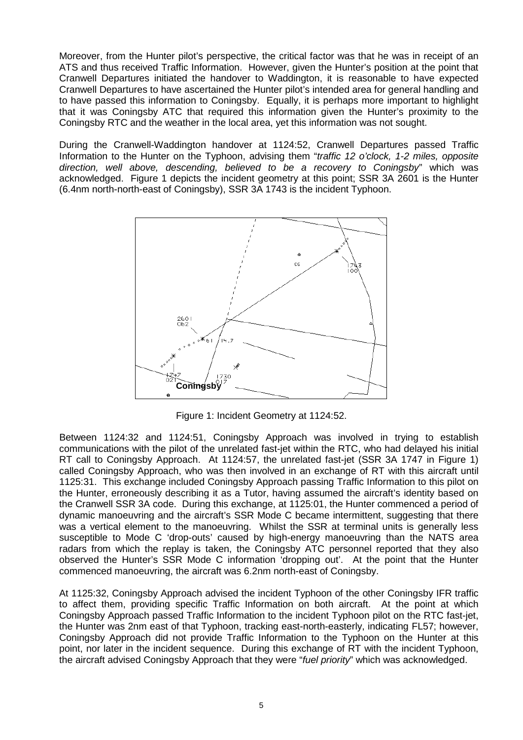Moreover, from the Hunter pilot's perspective, the critical factor was that he was in receipt of an ATS and thus received Traffic Information. However, given the Hunter's position at the point that Cranwell Departures initiated the handover to Waddington, it is reasonable to have expected Cranwell Departures to have ascertained the Hunter pilot's intended area for general handling and to have passed this information to Coningsby. Equally, it is perhaps more important to highlight that it was Coningsby ATC that required this information given the Hunter's proximity to the Coningsby RTC and the weather in the local area, yet this information was not sought.

During the Cranwell-Waddington handover at 1124:52, Cranwell Departures passed Traffic Information to the Hunter on the Typhoon, advising them "*traffic 12 o'clock, 1-2 miles, opposite direction, well above, descending, believed to be a recovery to Coningsby*" which was acknowledged. Figure 1 depicts the incident geometry at this point; SSR 3A 2601 is the Hunter (6.4nm north-north-east of Coningsby), SSR 3A 1743 is the incident Typhoon.

Figure 1: Incident Geometry at 1124:52.

Between 1124:32 and 1124:51, Coningsby Approach was involved in trying to establish communications with the pilot of the unrelated fast-jet within the RTC, who had delayed his initial RT call to Coningsby Approach. At 1124:57, the unrelated fast-jet (SSR 3A 1747 in Figure 1) called Coningsby Approach, who was then involved in an exchange of RT with this aircraft until 1125:31. This exchange included Coningsby Approach passing Traffic Information to this pilot on the Hunter, erroneously describing it as a Tutor, having assumed the aircraft's identity based on the Cranwell SSR 3A code. During this exchange, at 1125:01, the Hunter commenced a period of dynamic manoeuvring and the aircraft's SSR Mode C became intermittent, suggesting that there was a vertical element to the manoeuvring. Whilst the SSR at terminal units is generally less susceptible to Mode C 'drop-outs' caused by high-energy manoeuvring than the NATS area radars from which the replay is taken, the Coningsby ATC personnel reported that they also observed the Hunter's SSR Mode C information 'dropping out'. At the point that the Hunter commenced manoeuvring, the aircraft was 6.2nm north-east of Coningsby.

At 1125:32, Coningsby Approach advised the incident Typhoon of the other Coningsby IFR traffic to affect them, providing specific Traffic Information on both aircraft. At the point at which Coningsby Approach passed Traffic Information to the incident Typhoon pilot on the RTC fast-jet, the Hunter was 2nm east of that Typhoon, tracking east-north-easterly, indicating FL57; however, Coningsby Approach did not provide Traffic Information to the Typhoon on the Hunter at this point, nor later in the incident sequence. During this exchange of RT with the incident Typhoon, the aircraft advised Coningsby Approach that they were "*fuel priority*" which was acknowledged.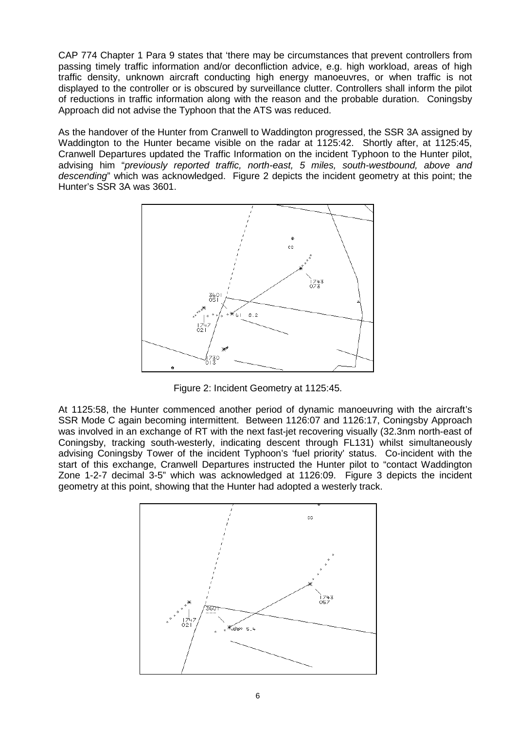CAP 774 Chapter 1 Para 9 states that 'there may be circumstances that prevent controllers from passing timely traffic information and/or deconfliction advice, e.g. high workload, areas of high traffic density, unknown aircraft conducting high energy manoeuvres, or when traffic is not displayed to the controller or is obscured by surveillance clutter. Controllers shall inform the pilot of reductions in traffic information along with the reason and the probable duration. Coningsby Approach did not advise the Typhoon that the ATS was reduced.

As the handover of the Hunter from Cranwell to Waddington progressed, the SSR 3A assigned by Waddington to the Hunter became visible on the radar at 1125:42. Shortly after, at 1125:45, Cranwell Departures updated the Traffic Information on the incident Typhoon to the Hunter pilot, advising him "*previously reported traffic, north-east, 5 miles, south-westbound, above and descending*" which was acknowledged. Figure 2 depicts the incident geometry at this point; the Hunter's SSR 3A was 3601.

Figure 2: Incident Geometry at 1125:45.

At 1125:58, the Hunter commenced another period of dynamic manoeuvring with the aircraft's SSR Mode C again becoming intermittent. Between 1126:07 and 1126:17, Coningsby Approach was involved in an exchange of RT with the next fast-jet recovering visually (32.3nm north-east of Coningsby, tracking south-westerly, indicating descent through FL131) whilst simultaneously advising Coningsby Tower of the incident Typhoon's 'fuel priority' status. Co-incident with the start of this exchange, Cranwell Departures instructed the Hunter pilot to "contact Waddington Zone 1-2-7 decimal 3-5" which was acknowledged at 1126:09. Figure 3 depicts the incident geometry at this point, showing that the Hunter had adopted a westerly track.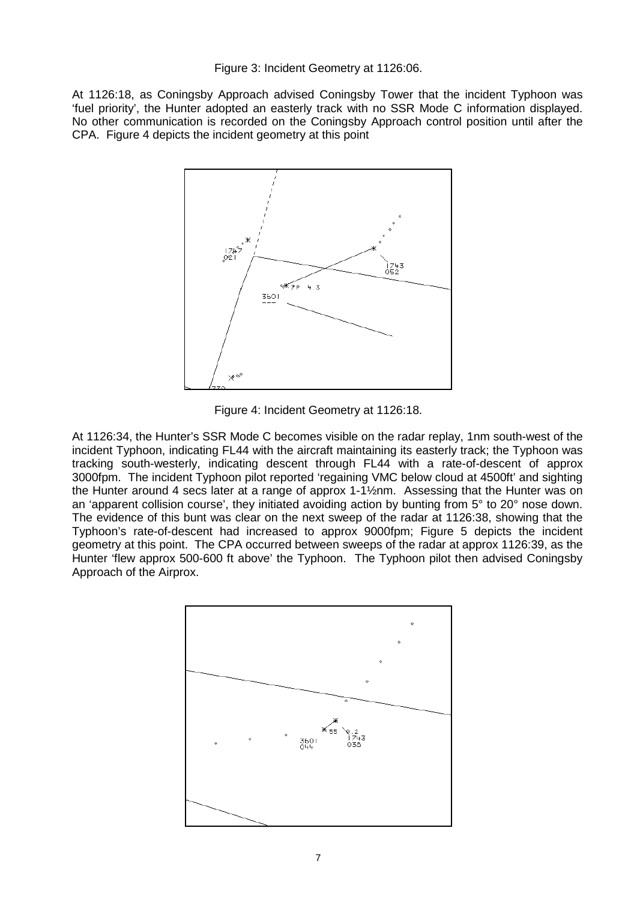Figure 3: Incident Geometry at 1126:06.

At 1126:18, as Coningsby Approach advised Coningsby Tower that the incident Typhoon was 'fuel priority', the Hunter adopted an easterly track with no SSR Mode C information displayed. No other communication is recorded on the Coningsby Approach control position until after the CPA. Figure 4 depicts the incident geometry at this point

Figure 4: Incident Geometry at 1126:18.

At 1126:34, the Hunter's SSR Mode C becomes visible on the radar replay, 1nm south-west of the incident Typhoon, indicating FL44 with the aircraft maintaining its easterly track; the Typhoon was tracking south-westerly, indicating descent through FL44 with a rate-of-descent of approx 3000fpm. The incident Typhoon pilot reported 'regaining VMC below cloud at 4500ft' and sighting the Hunter around 4 secs later at a range of approx 1-1½nm. Assessing that the Hunter was on an 'apparent collision course', they initiated avoiding action by bunting from 5° to 20° nose down. The evidence of this bunt was clear on the next sweep of the radar at 1126:38, showing that the Typhoon's rate-of-descent had increased to approx 9000fpm; Figure 5 depicts the incident geometry at this point. The CPA occurred between sweeps of the radar at approx 1126:39, as the Hunter 'flew approx 500-600 ft above' the Typhoon. The Typhoon pilot then advised Coningsby Approach of the Airprox.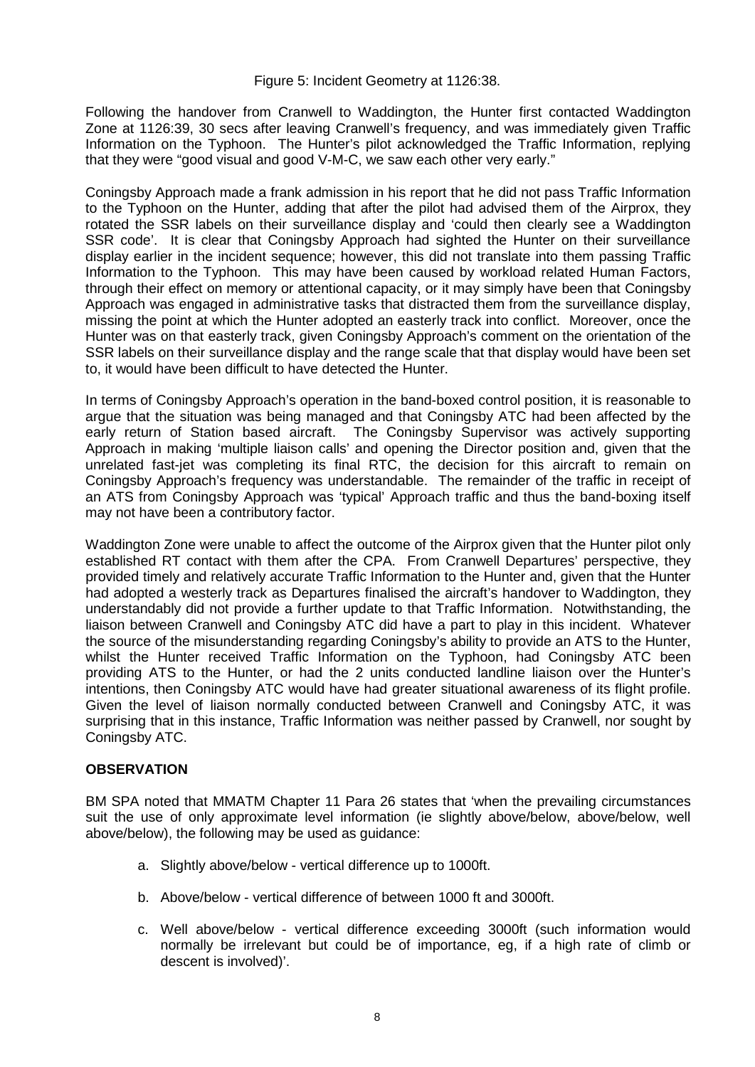Figure 5: Incident Geometry at 1126:38.

Following the handover from Cranwell to Waddington, the Hunter first contacted Waddington Zone at 1126:39, 30 secs after leaving Cranwell's frequency, and was immediately given Traffic Information on the Typhoon. The Hunter's pilot acknowledged the Traffic Information, replying that they were "good visual and good V-M-C, we saw each other very early."

Coningsby Approach made a frank admission in his report that he did not pass Traffic Information to the Typhoon on the Hunter, adding that after the pilot had advised them of the Airprox, they rotated the SSR labels on their surveillance display and 'could then clearly see a Waddington SSR code'. It is clear that Coningsby Approach had sighted the Hunter on their surveillance display earlier in the incident sequence; however, this did not translate into them passing Traffic Information to the Typhoon. This may have been caused by workload related Human Factors, through their effect on memory or attentional capacity, or it may simply have been that Coningsby Approach was engaged in administrative tasks that distracted them from the surveillance display, missing the point at which the Hunter adopted an easterly track into conflict. Moreover, once the Hunter was on that easterly track, given Coningsby Approach's comment on the orientation of the SSR labels on their surveillance display and the range scale that that display would have been set to, it would have been difficult to have detected the Hunter.

In terms of Coningsby Approach's operation in the band-boxed control position, it is reasonable to argue that the situation was being managed and that Coningsby ATC had been affected by the early return of Station based aircraft. The Coningsby Supervisor was actively supporting Approach in making 'multiple liaison calls' and opening the Director position and, given that the unrelated fast-jet was completing its final RTC, the decision for this aircraft to remain on Coningsby Approach's frequency was understandable. The remainder of the traffic in receipt of an ATS from Coningsby Approach was 'typical' Approach traffic and thus the band-boxing itself may not have been a contributory factor.

Waddington Zone were unable to affect the outcome of the Airprox given that the Hunter pilot only established RT contact with them after the CPA. From Cranwell Departures' perspective, they provided timely and relatively accurate Traffic Information to the Hunter and, given that the Hunter had adopted a westerly track as Departures finalised the aircraft's handover to Waddington, they understandably did not provide a further update to that Traffic Information. Notwithstanding, the liaison between Cranwell and Coningsby ATC did have a part to play in this incident. Whatever the source of the misunderstanding regarding Coningsby's ability to provide an ATS to the Hunter, whilst the Hunter received Traffic Information on the Typhoon, had Coningsby ATC been providing ATS to the Hunter, or had the 2 units conducted landline liaison over the Hunter's intentions, then Coningsby ATC would have had greater situational awareness of its flight profile. Given the level of liaison normally conducted between Cranwell and Coningsby ATC, it was surprising that in this instance, Traffic Information was neither passed by Cranwell, nor sought by Coningsby ATC.

## OBSERVATION

BM SPA noted that MMATM Chapter 11 Para 26 states that 'when the prevailing circumstances suit the use of only approximate level information (ie slightly above/below, above/below, well above/below), the following may be used as guidance:

a. Slightly above/below - vertical difference up to 1000ft.

b. Above/below - vertical difference of between 1000 ft and 3000ft.

c. Well above/below - vertical difference exceeding 3000ft (such information would normally be irrelevant but could be of importance, eg, if a high rate of climb or descent is involved)'.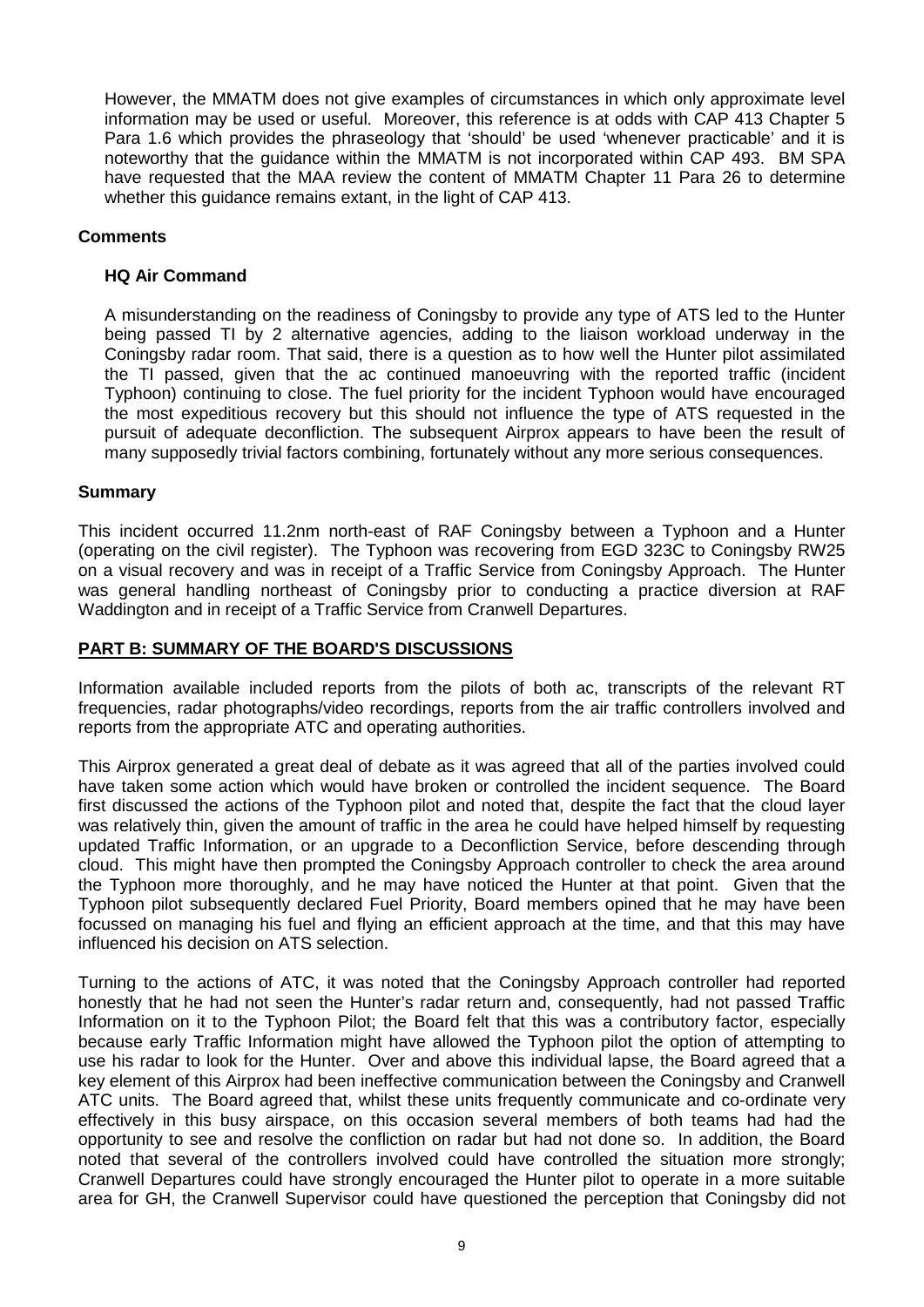However, the MMATM does not give examples of circumstances in which only approximate level information may be used or useful. Moreover, this reference is at odds with CAP 413 Chapter 5 Para 1.6 which provides the phraseology that 'should' be used 'whenever practicable' and it is noteworthy that the guidance within the MMATM is not incorporated within CAP 493. BM SPA have requested that the MAA review the content of MMATM Chapter 11 Para 26 to determine whether this guidance remains extant, in the light of CAP 413.

**Comments**

**HQ Air Command**

A misunderstanding on the readiness of Coningsby to provide any type of ATS led to the Hunter being passed TI by 2 alternative agencies, adding to the liaison workload underway in the Coningsby radar room. That said, there is a question as to how well the Hunter pilot assimilated the TI passed, given that the ac continued manoeuvring with the reported traffic (incident Typhoon) continuing to close. The fuel priority for the incident Typhoon would have encouraged the most expeditious recovery but this should not influence the type of ATS requested in the pursuit of adequate deconfliction. The subsequent Airprox appears to have been the result of many supposedly trivial factors combining, fortunately without any more serious consequences.

**Summary**

This incident occurred 11.2nm north-east of RAF Coningsby between a Typhoon and a Hunter (operating on the civil register). The Typhoon was recovering from EGD 323C to Coningsby RW25 on a visual recovery and was in receipt of a Traffic Service from Coningsby Approach. The Hunter was general handling northeast of Coningsby prior to conducting a practice diversion at RAF Waddington and in receipt of a Traffic Service from Cranwell Departures.

## PART B: SUMMARY OF THE BOARD'S DISCUSSIONS

Information available included reports from the pilots of both ac, transcripts of the relevant RT frequencies, radar photographs/video recordings, reports from the air traffic controllers involved and reports from the appropriate ATC and operating authorities.

This Airprox generated a great deal of debate as it was agreed that all of the parties involved could have taken some action which would have broken or controlled the incident sequence. The Board first discussed the actions of the Typhoon pilot and noted that, despite the fact that the cloud layer was relatively thin, given the amount of traffic in the area he could have helped himself by requesting updated Traffic Information, or an upgrade to a Deconfliction Service, before descending through cloud. This might have then prompted the Coningsby Approach controller to check the area around the Typhoon more thoroughly, and he may have noticed the Hunter at that point. Given that the Typhoon pilot subsequently declared Fuel Priority, Board members opined that he may have been focussed on managing his fuel and flying an efficient approach at the time, and that this may have influenced his decision on ATS selection.

Turning to the actions of ATC, it was noted that the Coningsby Approach controller had reported honestly that he had not seen the Hunter's radar return and, consequently, had not passed Traffic Information on it to the Typhoon Pilot; the Board felt that this was a contributory factor, especially because early Traffic Information might have allowed the Typhoon pilot the option of attempting to use his radar to look for the Hunter. Over and above this individual lapse, the Board agreed that a key element of this Airprox had been ineffective communication between the Coningsby and Cranwell ATC units. The Board agreed that, whilst these units frequently communicate and co-ordinate very effectively in this busy airspace, on this occasion several members of both teams had had the opportunity to see and resolve the confliction on radar but had not done so. In addition, the Board noted that several of the controllers involved could have controlled the situation more strongly; Cranwell Departures could have strongly encouraged the Hunter pilot to operate in a more suitable area for GH, the Cranwell Supervisor could have questioned the perception that Coningsby did not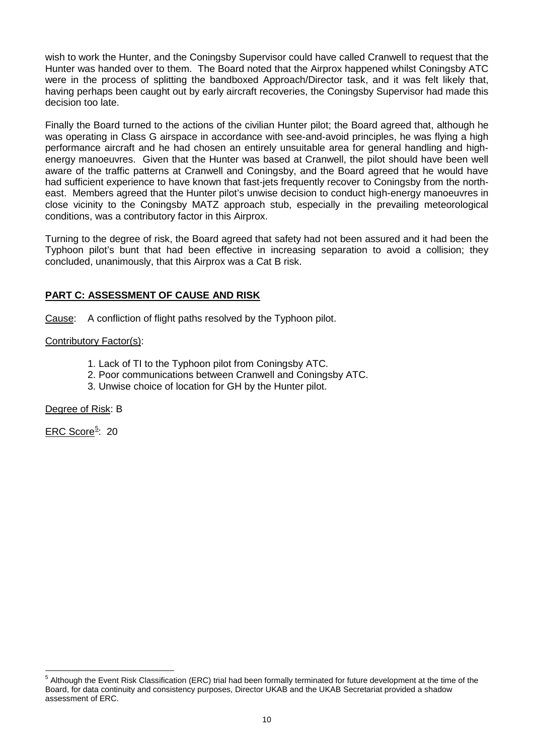wish to work the Hunter, and the Coningsby Supervisor could have called Cranwell to request that the Hunter was handed over to them. The Board noted that the Airprox happened whilst Coningsby ATC were in the process of splitting the bandboxed Approach/Director task, and it was felt likely that, having perhaps been caught out by early aircraft recoveries, the Coningsby Supervisor had made this decision too late.

Finally the Board turned to the actions of the civilian Hunter pilot; the Board agreed that, although he was operating in Class G airspace in accordance with see-and-avoid principles, he was flying a high performance aircraft and he had chosen an entirely unsuitable area for general handling and high-energy manoeuvres. Given that the Hunter was based at Cranwell, the pilot should have been well aware of the traffic patterns at Cranwell and Coningsby, and the Board agreed that he would have had sufficient experience to have known that fast-jets frequently recover to Coningsby from the north-east. Members agreed that the Hunter pilot's unwise decision to conduct high-energy manoeuvres in close vicinity to the Coningsby MATZ approach stub, especially in the prevailing meteorological conditions, was a contributory factor in this Airprox.

Turning to the degree of risk, the Board agreed that safety had not been assured and it had been the Typhoon pilot's bunt that had been effective in increasing separation to avoid a collision; they concluded, unanimously, that this Airprox was a Cat B risk.

## PART C: ASSESSMENT OF CAUSE AND RISK

Cause: A confliction of flight paths resolved by the Typhoon pilot.

Contributory Factor(s):

1. Lack of TI to the Typhoon pilot from Coningsby ATC.
2. Poor communications between Cranwell and Coningsby ATC.
3. Unwise choice of location for GH by the Hunter pilot.

Degree of Risk: B

ERC Score[5]: 20

[5] Although the Event Risk Classification (ERC) trial had been formally terminated for future development at the time of the Board, for data continuity and consistency purposes, Director UKAB and the UKAB Secretariat provided a shadow assessment of ERC.